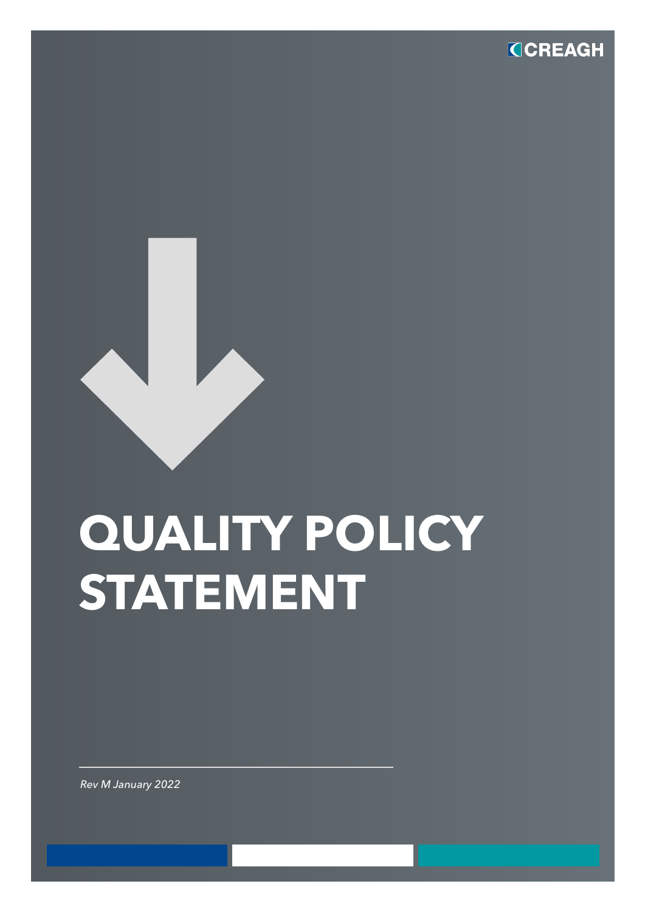CREAGH

# QUALITY POLICY STATEMENT

*Rev M January 2022*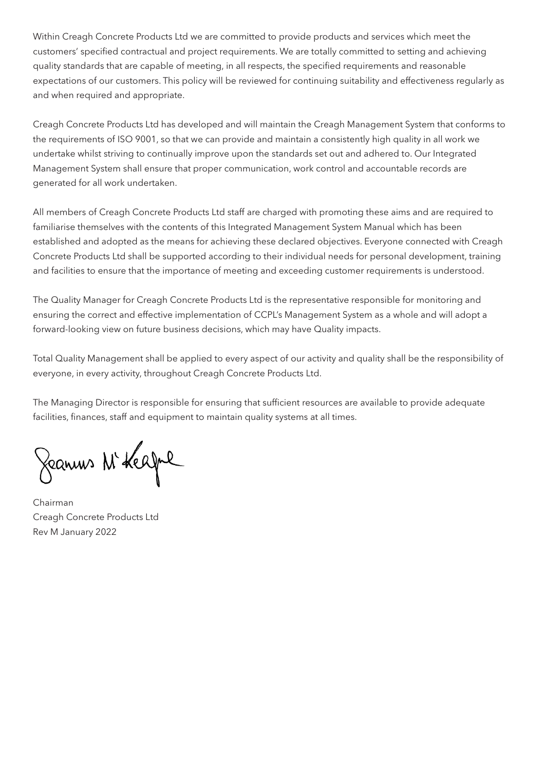Within Creagh Concrete Products Ltd we are committed to provide products and services which meet the customers' specified contractual and project requirements. We are totally committed to setting and achieving quality standards that are capable of meeting, in all respects, the specified requirements and reasonable expectations of our customers. This policy will be reviewed for continuing suitability and effectiveness regularly as and when required and appropriate.

Creagh Concrete Products Ltd has developed and will maintain the Creagh Management System that conforms to the requirements of ISO 9001, so that we can provide and maintain a consistently high quality in all work we undertake whilst striving to continually improve upon the standards set out and adhered to. Our Integrated Management System shall ensure that proper communication, work control and accountable records are generated for all work undertaken.

All members of Creagh Concrete Products Ltd staff are charged with promoting these aims and are required to familiarise themselves with the contents of this Integrated Management System Manual which has been established and adopted as the means for achieving these declared objectives. Everyone connected with Creagh Concrete Products Ltd shall be supported according to their individual needs for personal development, training and facilities to ensure that the importance of meeting and exceeding customer requirements is understood.

The Quality Manager for Creagh Concrete Products Ltd is the representative responsible for monitoring and ensuring the correct and effective implementation of CCPL's Management System as a whole and will adopt a forward-looking view on future business decisions, which may have Quality impacts.

Total Quality Management shall be applied to every aspect of our activity and quality shall be the responsibility of everyone, in every activity, throughout Creagh Concrete Products Ltd.

The Managing Director is responsible for ensuring that sufficient resources are available to provide adequate facilities, finances, staff and equipment to maintain quality systems at all times.

Seamus M'Keague

Chairman
Creagh Concrete Products Ltd
Rev M January 2022